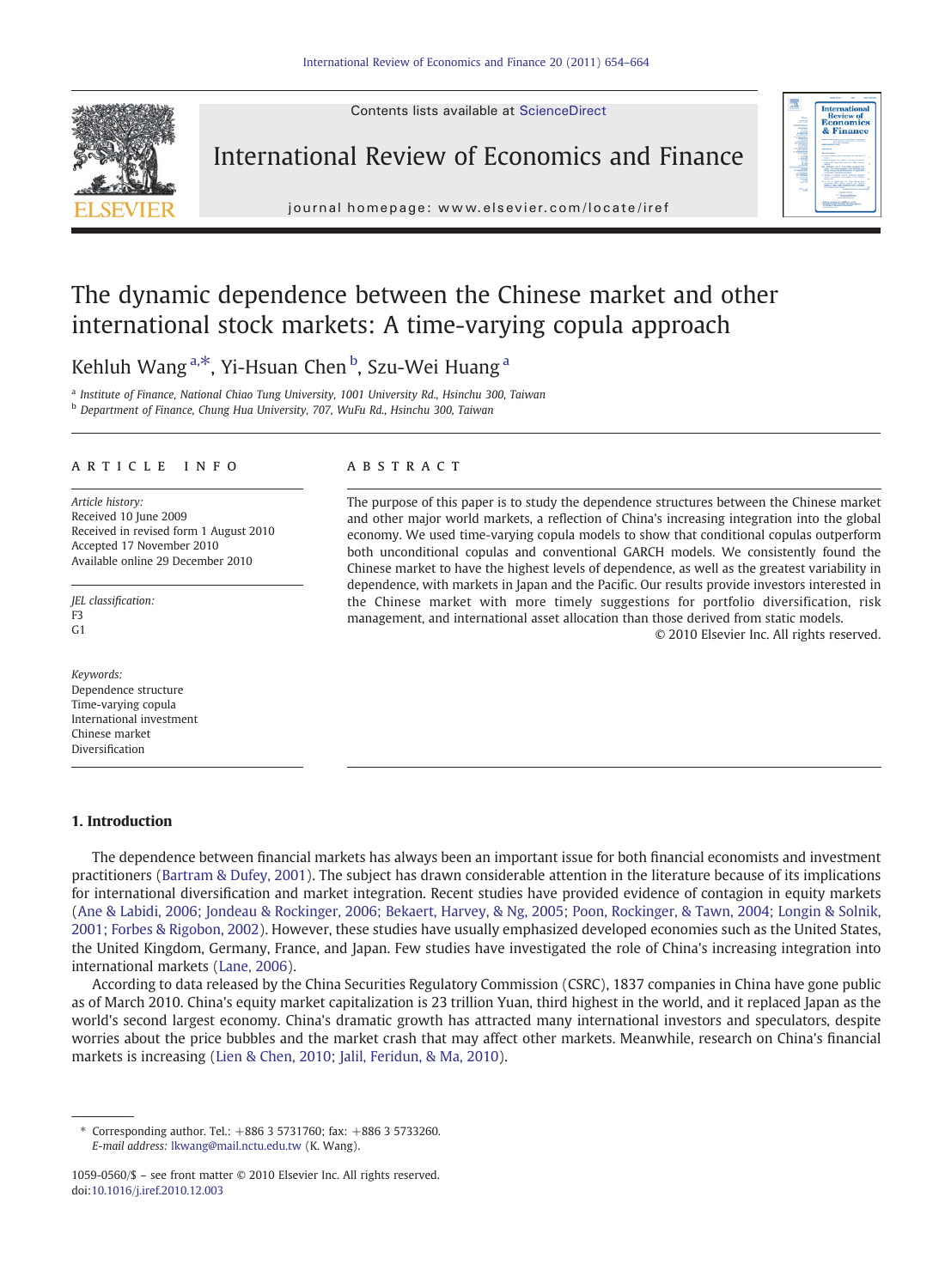# The dynamic dependence between the Chinese market and other international stock markets: A time-varying copula approach

Kehluh Wang [a,*], Yi-Hsuan Chen [b], Szu-Wei Huang [a]

[a] *Institute of Finance, National Chiao Tung University, 1001 University Rd., Hsinchu 300, Taiwan*
[b] *Department of Finance, Chung Hua University, 707, WuFu Rd., Hsinchu 300, Taiwan*

## ARTICLE INFO

*Article history:*
Received 10 June 2009
Received in revised form 1 August 2010
Accepted 17 November 2010
Available online 29 December 2010

*JEL classification:*
F3
G1

*Keywords:*
Dependence structure
Time-varying copula
International investment
Chinese market
Diversification

## ABSTRACT

The purpose of this paper is to study the dependence structures between the Chinese market and other major world markets, a reflection of China's increasing integration into the global economy. We used time-varying copula models to show that conditional copulas outperform both unconditional copulas and conventional GARCH models. We consistently found the Chinese market to have the highest levels of dependence, as well as the greatest variability in dependence, with markets in Japan and the Pacific. Our results provide investors interested in the Chinese market with more timely suggestions for portfolio diversification, risk management, and international asset allocation than those derived from static models.

© 2010 Elsevier Inc. All rights reserved.

## 1. Introduction

The dependence between financial markets has always been an important issue for both financial economists and investment practitioners (Bartram & Dufey, 2001). The subject has drawn considerable attention in the literature because of its implications for international diversification and market integration. Recent studies have provided evidence of contagion in equity markets (Ane & Labidi, 2006; Jondeau & Rockinger, 2006; Bekaert, Harvey, & Ng, 2005; Poon, Rockinger, & Tawn, 2004; Longin & Solnik, 2001; Forbes & Rigobon, 2002). However, these studies have usually emphasized developed economies such as the United States, the United Kingdom, Germany, France, and Japan. Few studies have investigated the role of China's increasing integration into international markets (Lane, 2006).

According to data released by the China Securities Regulatory Commission (CSRC), 1837 companies in China have gone public as of March 2010. China's equity market capitalization is 23 trillion Yuan, third highest in the world, and it replaced Japan as the world's second largest economy. China's dramatic growth has attracted many international investors and speculators, despite worries about the price bubbles and the market crash that may affect other markets. Meanwhile, research on China's financial markets is increasing (Lien & Chen, 2010; Jalil, Feridun, & Ma, 2010).

\* Corresponding author. Tel.: +886 3 5731760; fax: +886 3 5733260.
*E-mail address:* lkwang@mail.nctu.edu.tw (K. Wang).

1059-0560/$ – see front matter © 2010 Elsevier Inc. All rights reserved.
doi:10.1016/j.iref.2010.12.003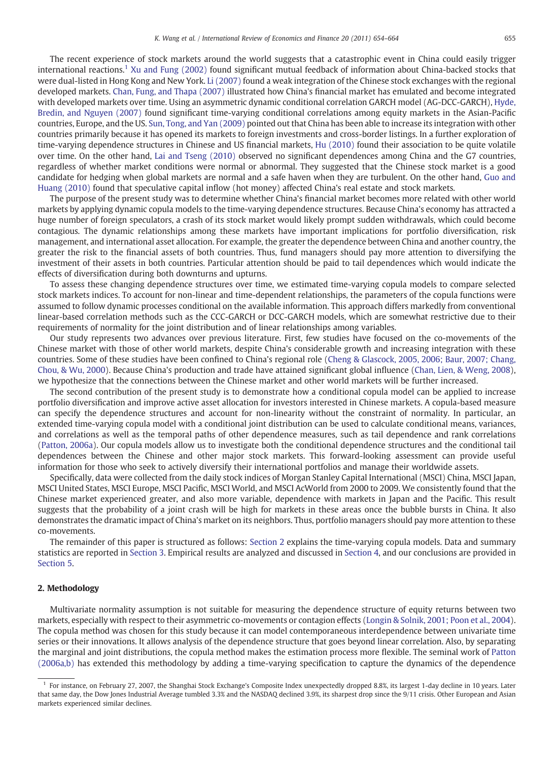The recent experience of stock markets around the world suggests that a catastrophic event in China could easily trigger international reactions.[1] Xu and Fung (2002) found significant mutual feedback of information about China-backed stocks that were dual-listed in Hong Kong and New York. Li (2007) found a weak integration of the Chinese stock exchanges with the regional developed markets. Chan, Fung, and Thapa (2007) illustrated how China's financial market has emulated and become integrated with developed markets over time. Using an asymmetric dynamic conditional correlation GARCH model (AG-DCC-GARCH), Hyde, Bredin, and Nguyen (2007) found significant time-varying conditional correlations among equity markets in the Asian-Pacific countries, Europe, and the US. Sun, Tong, and Yan (2009) pointed out that China has been able to increase its integration with other countries primarily because it has opened its markets to foreign investments and cross-border listings. In a further exploration of time-varying dependence structures in Chinese and US financial markets, Hu (2010) found their association to be quite volatile over time. On the other hand, Lai and Tseng (2010) observed no significant dependences among China and the G7 countries, regardless of whether market conditions were normal or abnormal. They suggested that the Chinese stock market is a good candidate for hedging when global markets are normal and a safe haven when they are turbulent. On the other hand, Guo and Huang (2010) found that speculative capital inflow (hot money) affected China's real estate and stock markets.

The purpose of the present study was to determine whether China's financial market becomes more related with other world markets by applying dynamic copula models to the time-varying dependence structures. Because China's economy has attracted a huge number of foreign speculators, a crash of its stock market would likely prompt sudden withdrawals, which could become contagious. The dynamic relationships among these markets have important implications for portfolio diversification, risk management, and international asset allocation. For example, the greater the dependence between China and another country, the greater the risk to the financial assets of both countries. Thus, fund managers should pay more attention to diversifying the investment of their assets in both countries. Particular attention should be paid to tail dependences which would indicate the effects of diversification during both downturns and upturns.

To assess these changing dependence structures over time, we estimated time-varying copula models to compare selected stock markets indices. To account for non-linear and time-dependent relationships, the parameters of the copula functions were assumed to follow dynamic processes conditional on the available information. This approach differs markedly from conventional linear-based correlation methods such as the CCC-GARCH or DCC-GARCH models, which are somewhat restrictive due to their requirements of normality for the joint distribution and of linear relationships among variables.

Our study represents two advances over previous literature. First, few studies have focused on the co-movements of the Chinese market with those of other world markets, despite China's considerable growth and increasing integration with these countries. Some of these studies have been confined to China's regional role (Cheng & Glascock, 2005, 2006; Baur, 2007; Chang, Chou, & Wu, 2000). Because China's production and trade have attained significant global influence (Chan, Lien, & Weng, 2008), we hypothesize that the connections between the Chinese market and other world markets will be further increased.

The second contribution of the present study is to demonstrate how a conditional copula model can be applied to increase portfolio diversification and improve active asset allocation for investors interested in Chinese markets. A copula-based measure can specify the dependence structures and account for non-linearity without the constraint of normality. In particular, an extended time-varying copula model with a conditional joint distribution can be used to calculate conditional means, variances, and correlations as well as the temporal paths of other dependence measures, such as tail dependence and rank correlations (Patton, 2006a). Our copula models allow us to investigate both the conditional dependence structures and the conditional tail dependences between the Chinese and other major stock markets. This forward-looking assessment can provide useful information for those who seek to actively diversify their international portfolios and manage their worldwide assets.

Specifically, data were collected from the daily stock indices of Morgan Stanley Capital International (MSCI) China, MSCI Japan, MSCI United States, MSCI Europe, MSCI Pacific, MSCI World, and MSCI AcWorld from 2000 to 2009. We consistently found that the Chinese market experienced greater, and also more variable, dependence with markets in Japan and the Pacific. This result suggests that the probability of a joint crash will be high for markets in these areas once the bubble bursts in China. It also demonstrates the dramatic impact of China's market on its neighbors. Thus, portfolio managers should pay more attention to these co-movements.

The remainder of this paper is structured as follows: Section 2 explains the time-varying copula models. Data and summary statistics are reported in Section 3. Empirical results are analyzed and discussed in Section 4, and our conclusions are provided in Section 5.

## 2. Methodology

Multivariate normality assumption is not suitable for measuring the dependence structure of equity returns between two markets, especially with respect to their asymmetric co-movements or contagion effects (Longin & Solnik, 2001; Poon et al., 2004). The copula method was chosen for this study because it can model contemporaneous interdependence between univariate time series or their innovations. It allows analysis of the dependence structure that goes beyond linear correlation. Also, by separating the marginal and joint distributions, the copula method makes the estimation process more flexible. The seminal work of Patton (2006a,b) has extended this methodology by adding a time-varying specification to capture the dynamics of the dependence

[1] For instance, on February 27, 2007, the Shanghai Stock Exchange's Composite Index unexpectedly dropped 8.8%, its largest 1-day decline in 10 years. Later that same day, the Dow Jones Industrial Average tumbled 3.3% and the NASDAQ declined 3.9%, its sharpest drop since the 9/11 crisis. Other European and Asian markets experienced similar declines.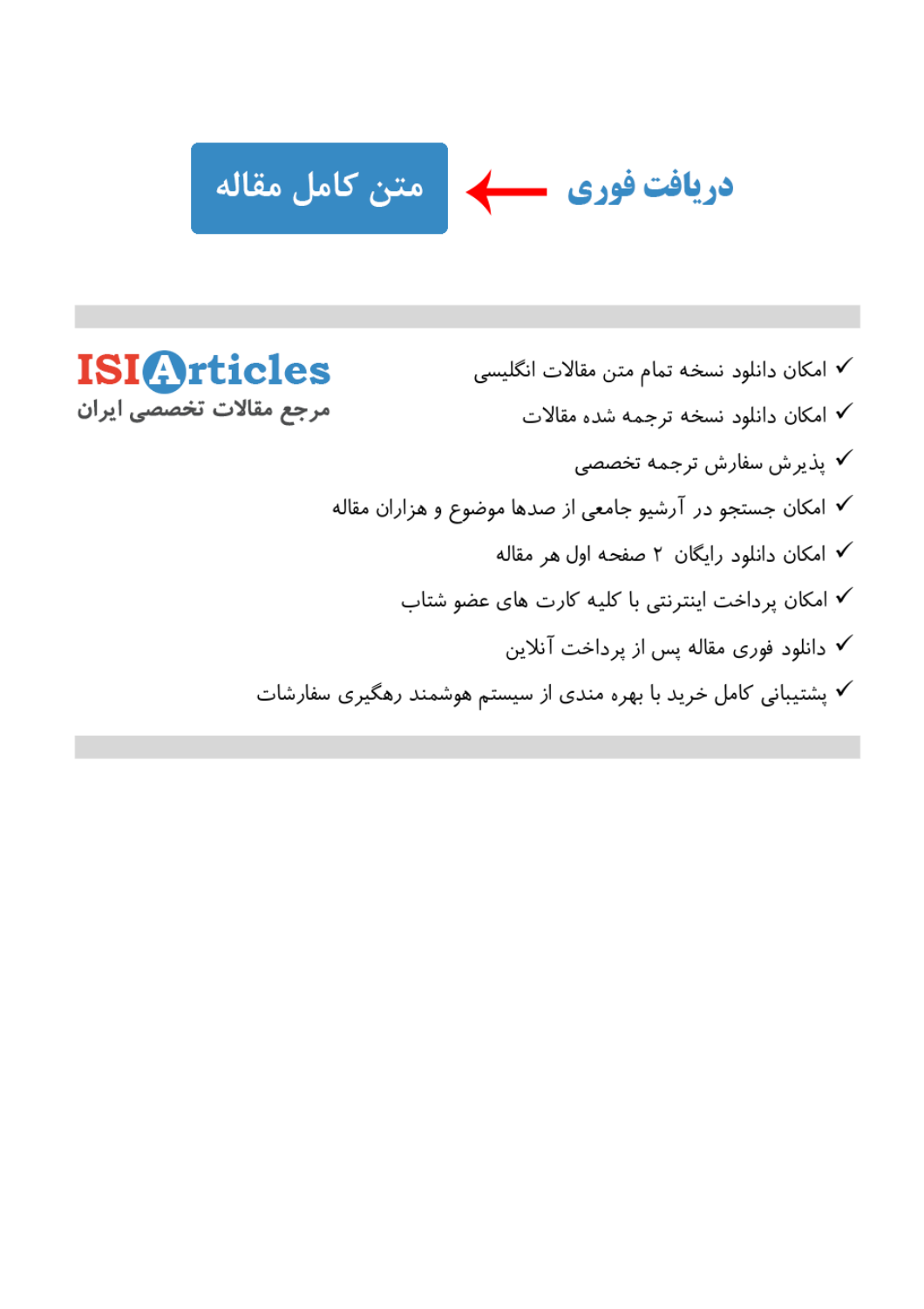دریافت فوری ← متن کامل مقاله

**ISIArticles**
مرجع مقالات تخصصی ایران

- ✓ امکان دانلود نسخه تمام متن مقالات انگلیسی
- ✓ امکان دانلود نسخه ترجمه شده مقالات
- ✓ پذیرش سفارش ترجمه تخصصی
- ✓ امکان جستجو در آرشیو جامعی از صدها موضوع و هزاران مقاله
- ✓ امکان دانلود رایگان ۲ صفحه اول هر مقاله
- ✓ امکان پرداخت اینترنتی با کلیه کارت های عضو شتاب
- ✓ دانلود فوری مقاله پس از پرداخت آنلاین
- ✓ پشتیبانی کامل خرید با بهره مندی از سیستم هوشمند رهگیری سفارشات